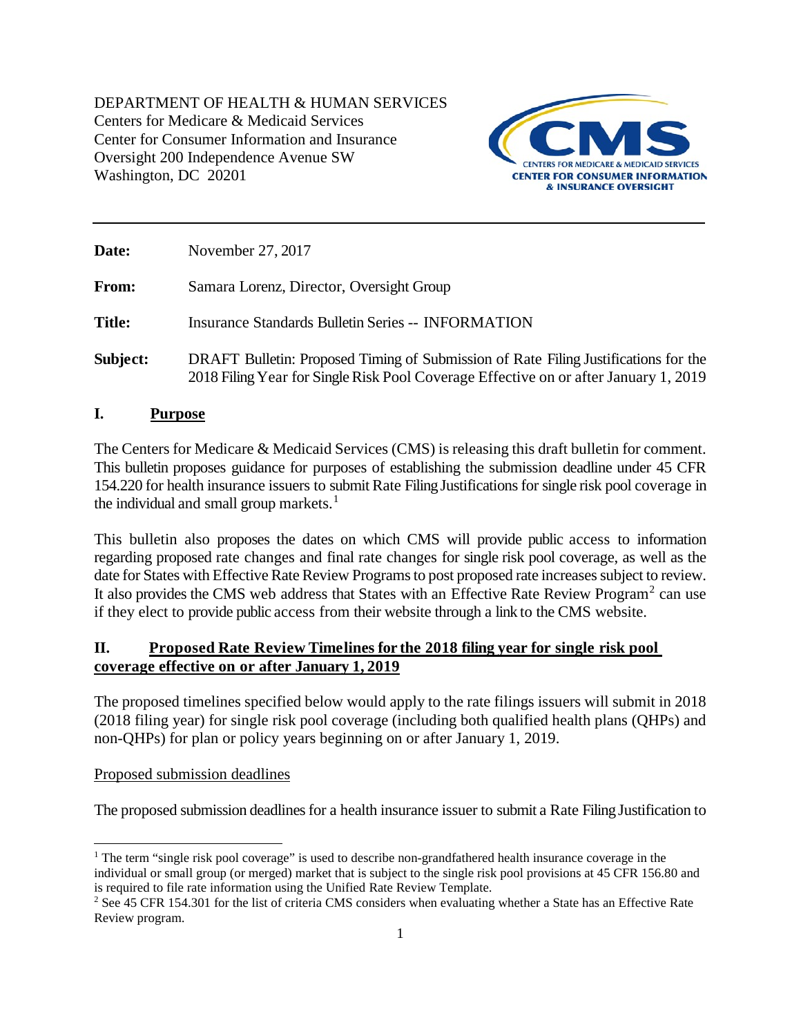DEPARTMENT OF HEALTH & HUMAN SERVICES
Centers for Medicare & Medicaid Services
Center for Consumer Information and Insurance Oversight 200 Independence Avenue SW
Washington, DC 20201

CENTERS FOR MEDICARE & MEDICAID SERVICES
CENTER FOR CONSUMER INFORMATION & INSURANCE OVERSIGHT

---

**Date:** November 27, 2017

**From:** Samara Lorenz, Director, Oversight Group

**Title:** Insurance Standards Bulletin Series -- INFORMATION

**Subject:** DRAFT Bulletin: Proposed Timing of Submission of Rate Filing Justifications for the 2018 Filing Year for Single Risk Pool Coverage Effective on or after January 1, 2019

## I. Purpose

The Centers for Medicare & Medicaid Services (CMS) is releasing this draft bulletin for comment. This bulletin proposes guidance for purposes of establishing the submission deadline under 45 CFR 154.220 for health insurance issuers to submit Rate Filing Justifications for single risk pool coverage in the individual and small group markets.[1]

This bulletin also proposes the dates on which CMS will provide public access to information regarding proposed rate changes and final rate changes for single risk pool coverage, as well as the date for States with Effective Rate Review Programs to post proposed rate increases subject to review. It also provides the CMS web address that States with an Effective Rate Review Program[2] can use if they elect to provide public access from their website through a link to the CMS website.

## II. Proposed Rate Review Timelines for the 2018 filing year for single risk pool coverage effective on or after January 1, 2019

The proposed timelines specified below would apply to the rate filings issuers will submit in 2018 (2018 filing year) for single risk pool coverage (including both qualified health plans (QHPs) and non-QHPs) for plan or policy years beginning on or after January 1, 2019.

Proposed submission deadlines

The proposed submission deadlines for a health insurance issuer to submit a Rate Filing Justification to

---

[1] The term "single risk pool coverage" is used to describe non-grandfathered health insurance coverage in the individual or small group (or merged) market that is subject to the single risk pool provisions at 45 CFR 156.80 and is required to file rate information using the Unified Rate Review Template.

[2] See 45 CFR 154.301 for the list of criteria CMS considers when evaluating whether a State has an Effective Rate Review program.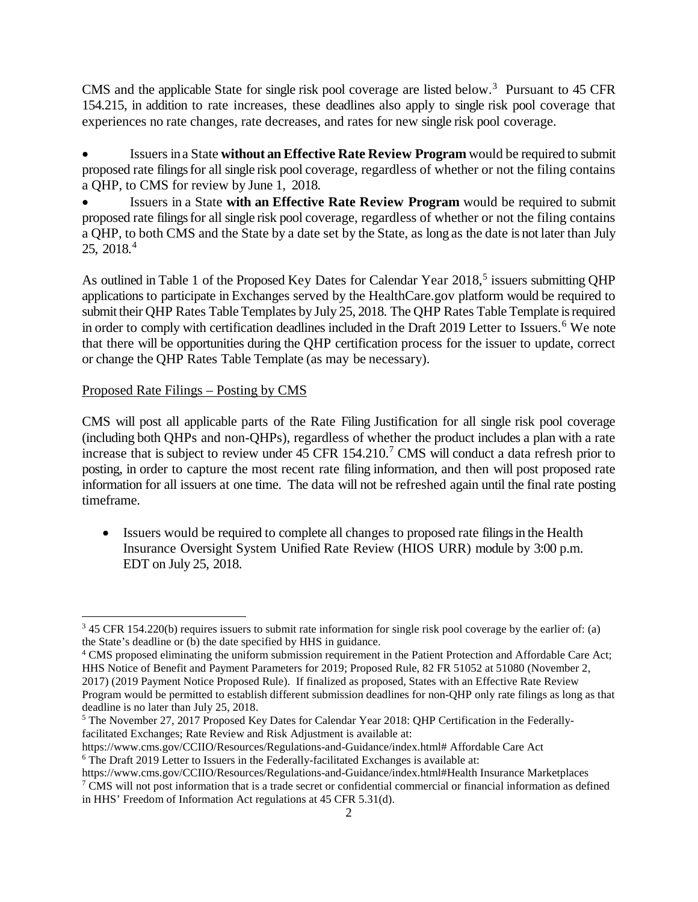CMS and the applicable State for single risk pool coverage are listed below.[3] Pursuant to 45 CFR 154.215, in addition to rate increases, these deadlines also apply to single risk pool coverage that experiences no rate changes, rate decreases, and rates for new single risk pool coverage.

- Issuers in a State **without an Effective Rate Review Program** would be required to submit proposed rate filings for all single risk pool coverage, regardless of whether or not the filing contains a QHP, to CMS for review by June 1, 2018.
- Issuers in a State **with an Effective Rate Review Program** would be required to submit proposed rate filings for all single risk pool coverage, regardless of whether or not the filing contains a QHP, to both CMS and the State by a date set by the State, as long as the date is not later than July 25, 2018.[4]

As outlined in Table 1 of the Proposed Key Dates for Calendar Year 2018,[5] issuers submitting QHP applications to participate in Exchanges served by the HealthCare.gov platform would be required to submit their QHP Rates Table Templates by July 25, 2018. The QHP Rates Table Template is required in order to comply with certification deadlines included in the Draft 2019 Letter to Issuers.[6] We note that there will be opportunities during the QHP certification process for the issuer to update, correct or change the QHP Rates Table Template (as may be necessary).

Proposed Rate Filings – Posting by CMS

CMS will post all applicable parts of the Rate Filing Justification for all single risk pool coverage (including both QHPs and non-QHPs), regardless of whether the product includes a plan with a rate increase that is subject to review under 45 CFR 154.210.[7] CMS will conduct a data refresh prior to posting, in order to capture the most recent rate filing information, and then will post proposed rate information for all issuers at one time. The data will not be refreshed again until the final rate posting timeframe.

- Issuers would be required to complete all changes to proposed rate filings in the Health Insurance Oversight System Unified Rate Review (HIOS URR) module by 3:00 p.m. EDT on July 25, 2018.

---

[3] 45 CFR 154.220(b) requires issuers to submit rate information for single risk pool coverage by the earlier of: (a) the State's deadline or (b) the date specified by HHS in guidance.

[4] CMS proposed eliminating the uniform submission requirement in the Patient Protection and Affordable Care Act; HHS Notice of Benefit and Payment Parameters for 2019; Proposed Rule, 82 FR 51052 at 51080 (November 2, 2017) (2019 Payment Notice Proposed Rule). If finalized as proposed, States with an Effective Rate Review Program would be permitted to establish different submission deadlines for non-QHP only rate filings as long as that deadline is no later than July 25, 2018.

[5] The November 27, 2017 Proposed Key Dates for Calendar Year 2018: QHP Certification in the Federally-facilitated Exchanges; Rate Review and Risk Adjustment is available at: https://www.cms.gov/CCIIO/Resources/Regulations-and-Guidance/index.html# Affordable Care Act

[6] The Draft 2019 Letter to Issuers in the Federally-facilitated Exchanges is available at: https://www.cms.gov/CCIIO/Resources/Regulations-and-Guidance/index.html#Health Insurance Marketplaces

[7] CMS will not post information that is a trade secret or confidential commercial or financial information as defined in HHS' Freedom of Information Act regulations at 45 CFR 5.31(d).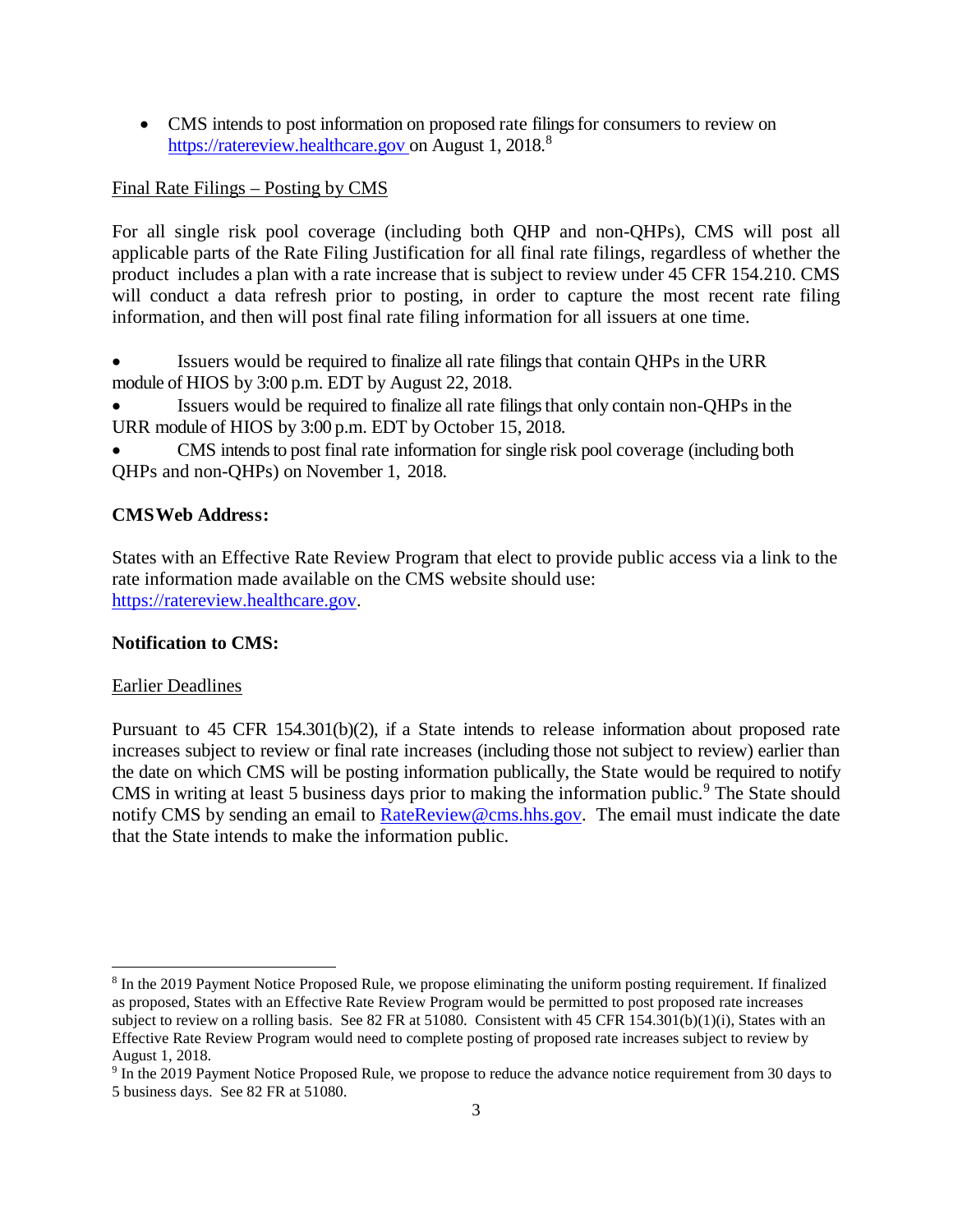- CMS intends to post information on proposed rate filings for consumers to review on [https://ratereview.healthcare.gov](https://ratereview.healthcare.gov) on August 1, 2018.[8]

Final Rate Filings – Posting by CMS

For all single risk pool coverage (including both QHP and non-QHPs), CMS will post all applicable parts of the Rate Filing Justification for all final rate filings, regardless of whether the product includes a plan with a rate increase that is subject to review under 45 CFR 154.210. CMS will conduct a data refresh prior to posting, in order to capture the most recent rate filing information, and then will post final rate filing information for all issuers at one time.

- Issuers would be required to finalize all rate filings that contain QHPs in the URR module of HIOS by 3:00 p.m. EDT by August 22, 2018.
- Issuers would be required to finalize all rate filings that only contain non-QHPs in the URR module of HIOS by 3:00 p.m. EDT by October 15, 2018.
- CMS intends to post final rate information for single risk pool coverage (including both QHPs and non-QHPs) on November 1, 2018.

**CMS Web Address:**

States with an Effective Rate Review Program that elect to provide public access via a link to the rate information made available on the CMS website should use: [https://ratereview.healthcare.gov](https://ratereview.healthcare.gov).

**Notification to CMS:**

Earlier Deadlines

Pursuant to 45 CFR 154.301(b)(2), if a State intends to release information about proposed rate increases subject to review or final rate increases (including those not subject to review) earlier than the date on which CMS will be posting information publically, the State would be required to notify CMS in writing at least 5 business days prior to making the information public.[9] The State should notify CMS by sending an email to [RateReview@cms.hhs.gov](mailto:RateReview@cms.hhs.gov). The email must indicate the date that the State intends to make the information public.

---

[8] In the 2019 Payment Notice Proposed Rule, we propose eliminating the uniform posting requirement. If finalized as proposed, States with an Effective Rate Review Program would be permitted to post proposed rate increases subject to review on a rolling basis. See 82 FR at 51080. Consistent with 45 CFR 154.301(b)(1)(i), States with an Effective Rate Review Program would need to complete posting of proposed rate increases subject to review by August 1, 2018.

[9] In the 2019 Payment Notice Proposed Rule, we propose to reduce the advance notice requirement from 30 days to 5 business days. See 82 FR at 51080.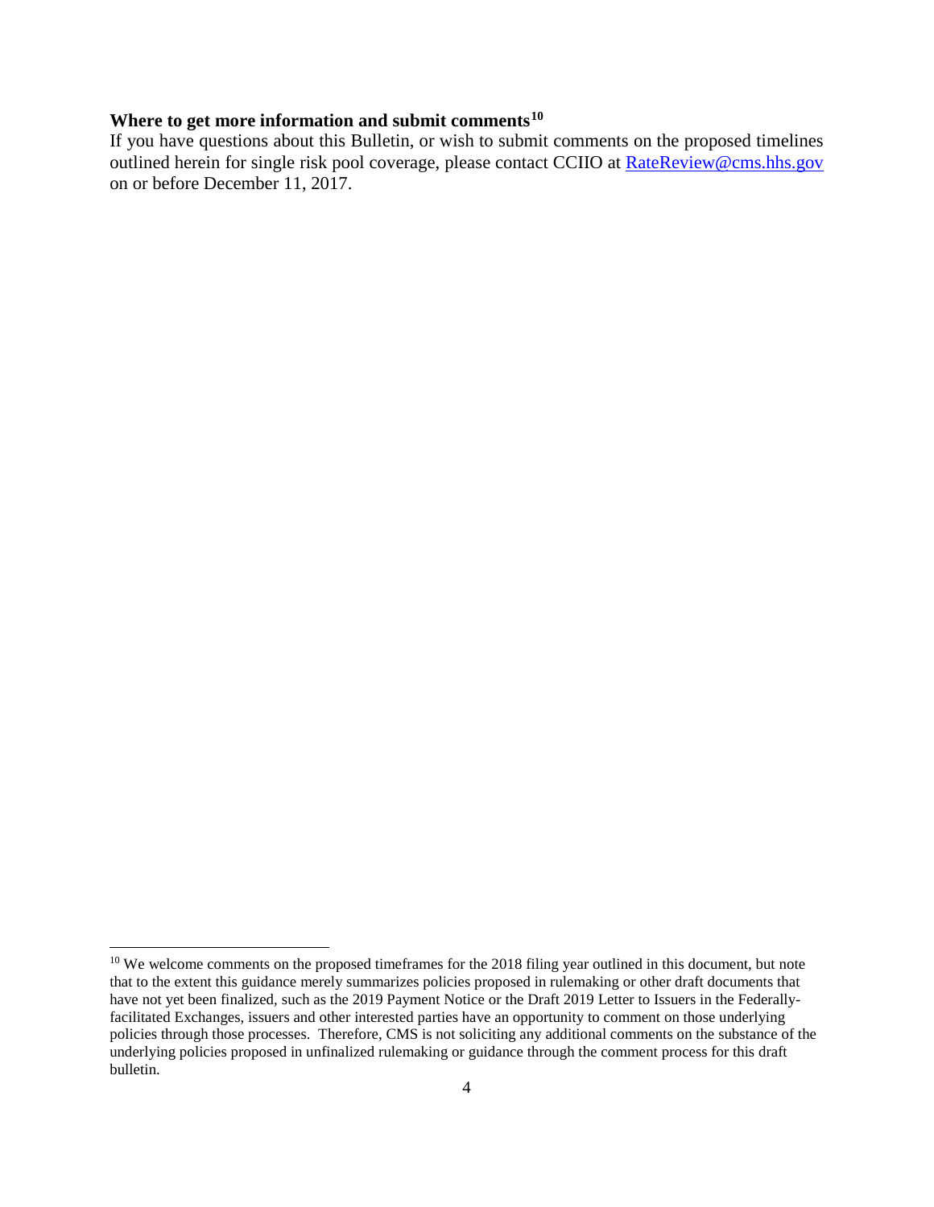### Where to get more information and submit comments[10]

If you have questions about this Bulletin, or wish to submit comments on the proposed timelines outlined herein for single risk pool coverage, please contact CCIIO at RateReview@cms.hhs.gov on or before December 11, 2017.

[10] We welcome comments on the proposed timeframes for the 2018 filing year outlined in this document, but note that to the extent this guidance merely summarizes policies proposed in rulemaking or other draft documents that have not yet been finalized, such as the 2019 Payment Notice or the Draft 2019 Letter to Issuers in the Federally-facilitated Exchanges, issuers and other interested parties have an opportunity to comment on those underlying policies through those processes. Therefore, CMS is not soliciting any additional comments on the substance of the underlying policies proposed in unfinalized rulemaking or guidance through the comment process for this draft bulletin.